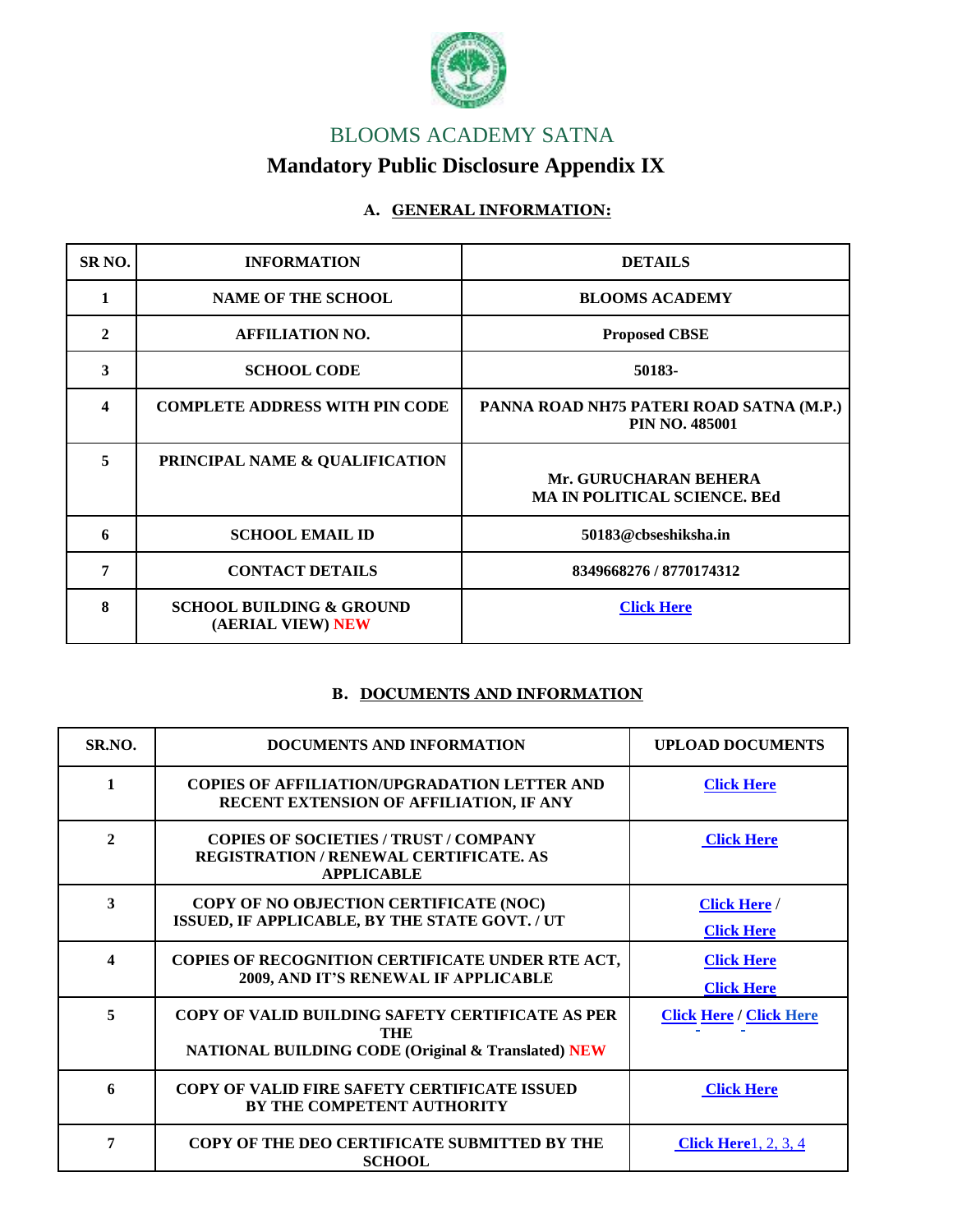# BLOOMS ACADEMY SATNA

## Mandatory Public Disclosure Appendix IX

### A. GENERAL INFORMATION:

| SR NO. | INFORMATION | DETAILS |
|---|---|---|
| 1 | NAME OF THE SCHOOL | BLOOMS ACADEMY |
| 2 | AFFILIATION NO. | Proposed CBSE |
| 3 | SCHOOL CODE | 50183- |
| 4 | COMPLETE ADDRESS WITH PIN CODE | PANNA ROAD NH75 PATERI ROAD SATNA (M.P.) PIN NO. 485001 |
| 5 | PRINCIPAL NAME & QUALIFICATION | Mr. GURUCHARAN BEHERA MA IN POLITICAL SCIENCE. BEd |
| 6 | SCHOOL EMAIL ID | 50183@cbseshiksha.in |
| 7 | CONTACT DETAILS | 8349668276 / 8770174312 |
| 8 | SCHOOL BUILDING & GROUND (AERIAL VIEW) NEW | Click Here |

### B. DOCUMENTS AND INFORMATION

| SR.NO. | DOCUMENTS AND INFORMATION | UPLOAD DOCUMENTS |
|---|---|---|
| 1 | COPIES OF AFFILIATION/UPGRADATION LETTER AND RECENT EXTENSION OF AFFILIATION, IF ANY | Click Here |
| 2 | COPIES OF SOCIETIES / TRUST / COMPANY REGISTRATION / RENEWAL CERTIFICATE. AS APPLICABLE | Click Here |
| 3 | COPY OF NO OBJECTION CERTIFICATE (NOC) ISSUED, IF APPLICABLE, BY THE STATE GOVT. / UT | Click Here / Click Here |
| 4 | COPIES OF RECOGNITION CERTIFICATE UNDER RTE ACT, 2009, AND IT'S RENEWAL IF APPLICABLE | Click Here Click Here |
| 5 | COPY OF VALID BUILDING SAFETY CERTIFICATE AS PER THE NATIONAL BUILDING CODE (Original & Translated) NEW | Click Here / Click Here |
| 6 | COPY OF VALID FIRE SAFETY CERTIFICATE ISSUED BY THE COMPETENT AUTHORITY | Click Here |
| 7 | COPY OF THE DEO CERTIFICATE SUBMITTED BY THE SCHOOL | Click Here1, 2, 3, 4 |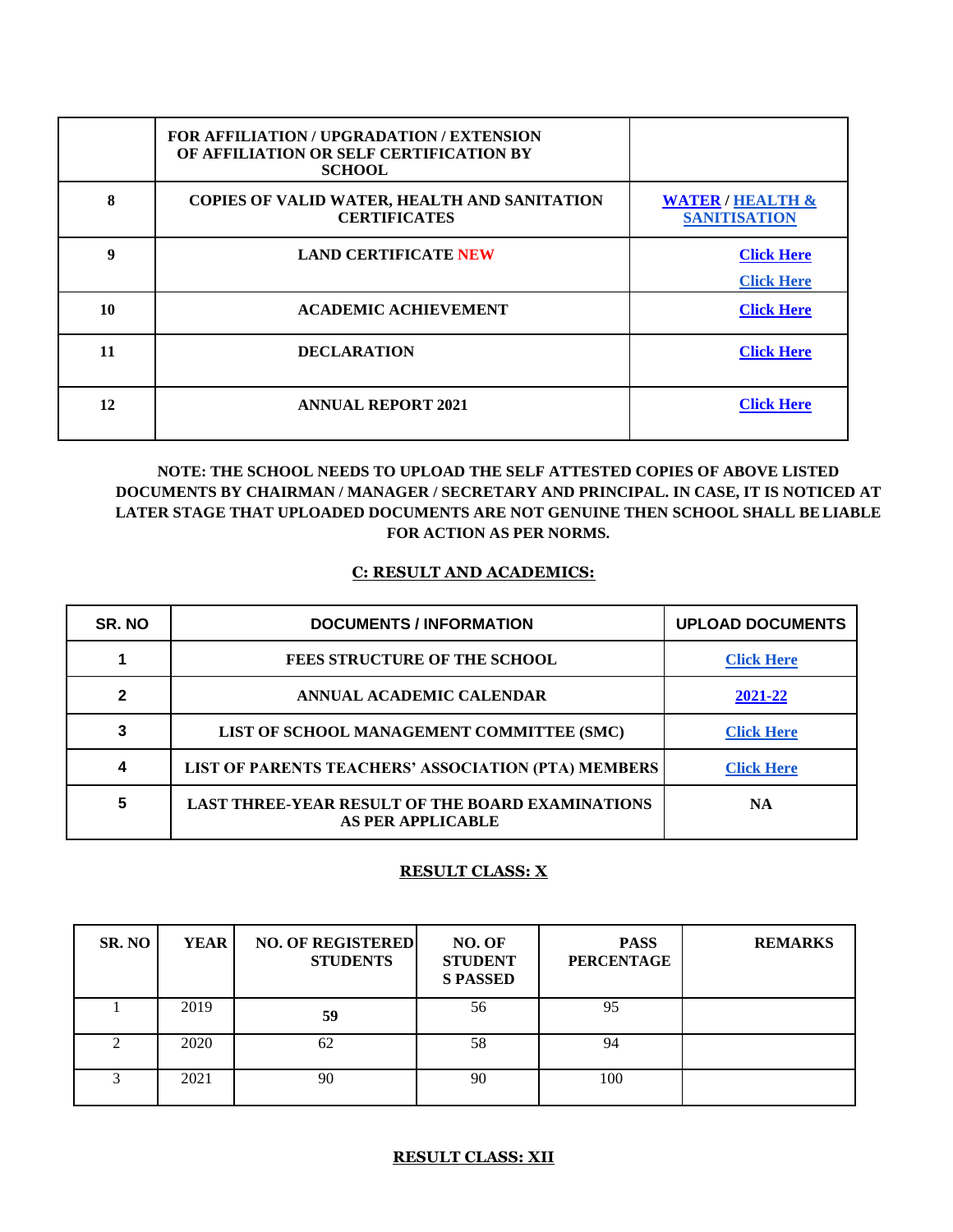| | FOR AFFILIATION / UPGRADATION / EXTENSION OF AFFILIATION OR SELF CERTIFICATION BY SCHOOL | |
|---|---|---|
| 8 | COPIES OF VALID WATER, HEALTH AND SANITATION CERTIFICATES | WATER / HEALTH & SANITISATION |
| 9 | LAND CERTIFICATE NEW | Click Here<br>Click Here |
| 10 | ACADEMIC ACHIEVEMENT | Click Here |
| 11 | DECLARATION | Click Here |
| 12 | ANNUAL REPORT 2021 | Click Here |

**NOTE: THE SCHOOL NEEDS TO UPLOAD THE SELF ATTESTED COPIES OF ABOVE LISTED DOCUMENTS BY CHAIRMAN / MANAGER / SECRETARY AND PRINCIPAL. IN CASE, IT IS NOTICED AT LATER STAGE THAT UPLOADED DOCUMENTS ARE NOT GENUINE THEN SCHOOL SHALL BE LIABLE FOR ACTION AS PER NORMS.**

## C: RESULT AND ACADEMICS:

| SR. NO | DOCUMENTS / INFORMATION | UPLOAD DOCUMENTS |
|---|---|---|
| 1 | FEES STRUCTURE OF THE SCHOOL | Click Here |
| 2 | ANNUAL ACADEMIC CALENDAR | 2021-22 |
| 3 | LIST OF SCHOOL MANAGEMENT COMMITTEE (SMC) | Click Here |
| 4 | LIST OF PARENTS TEACHERS' ASSOCIATION (PTA) MEMBERS | Click Here |
| 5 | LAST THREE-YEAR RESULT OF THE BOARD EXAMINATIONS AS PER APPLICABLE | NA |

## RESULT CLASS: X

| SR. NO | YEAR | NO. OF REGISTERED STUDENTS | NO. OF STUDENTS PASSED | PASS PERCENTAGE | REMARKS |
|---|---|---|---|---|---|
| 1 | 2019 | **59** | 56 | 95 | |
| 2 | 2020 | 62 | 58 | 94 | |
| 3 | 2021 | 90 | 90 | 100 | |

## RESULT CLASS: XII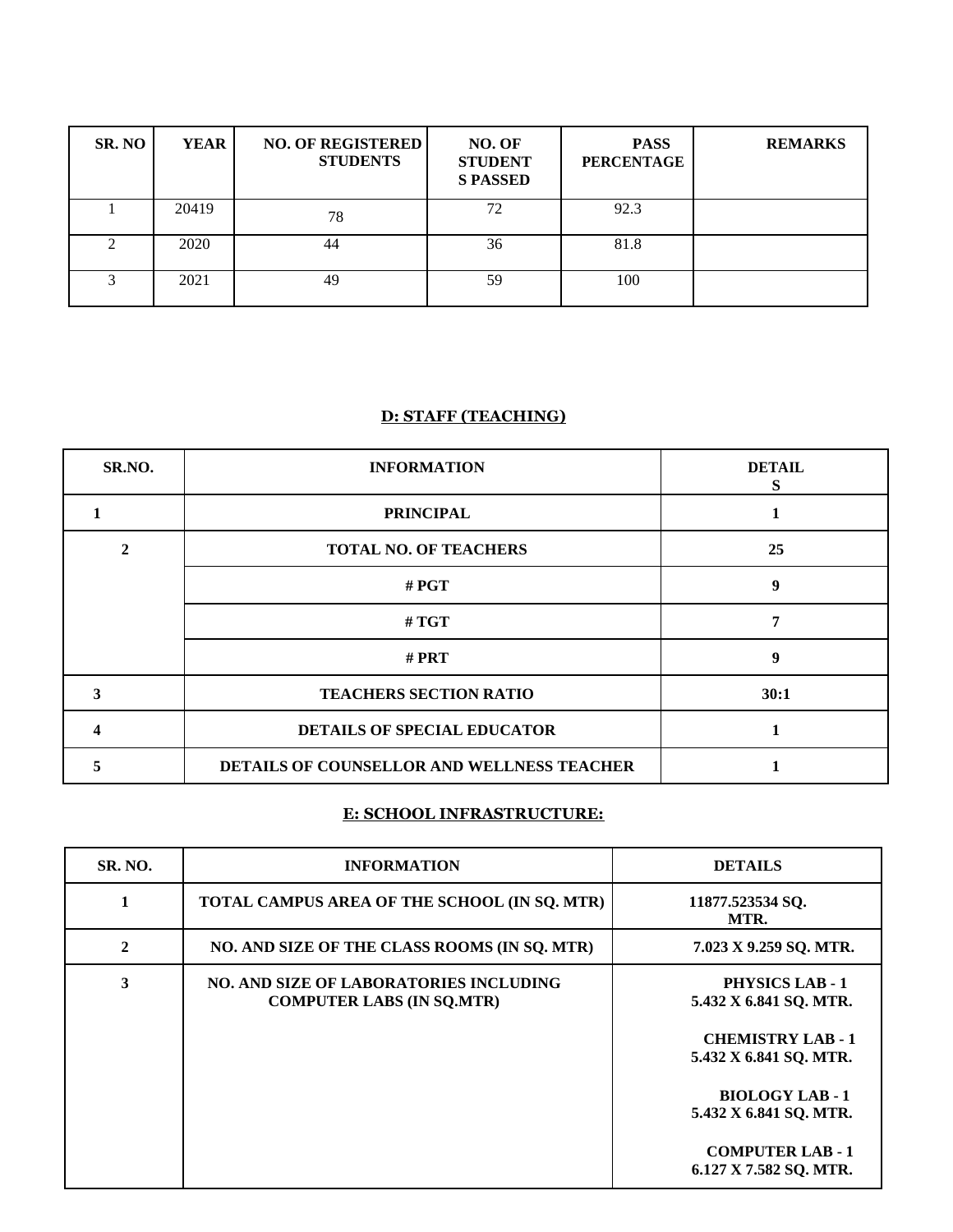| SR. NO | YEAR | NO. OF REGISTERED STUDENTS | NO. OF STUDENT S PASSED | PASS PERCENTAGE | REMARKS |
|---|---|---|---|---|---|
| 1 | 20419 | 78 | 72 | 92.3 | |
| 2 | 2020 | 44 | 36 | 81.8 | |
| 3 | 2021 | 49 | 59 | 100 | |

## D: STAFF (TEACHING)

| SR.NO. | INFORMATION | DETAILS |
|---|---|---|
| 1 | PRINCIPAL | 1 |
| 2 | TOTAL NO. OF TEACHERS | 25 |
| | # PGT | 9 |
| | # TGT | 7 |
| | # PRT | 9 |
| 3 | TEACHERS SECTION RATIO | 30:1 |
| 4 | DETAILS OF SPECIAL EDUCATOR | 1 |
| 5 | DETAILS OF COUNSELLOR AND WELLNESS TEACHER | 1 |

## E: SCHOOL INFRASTRUCTURE:

| SR. NO. | INFORMATION | DETAILS |
|---|---|---|
| 1 | TOTAL CAMPUS AREA OF THE SCHOOL (IN SQ. MTR) | 11877.523534 SQ. MTR. |
| 2 | NO. AND SIZE OF THE CLASS ROOMS (IN SQ. MTR) | 7.023 X 9.259 SQ. MTR. |
| 3 | NO. AND SIZE OF LABORATORIES INCLUDING COMPUTER LABS (IN SQ.MTR) | PHYSICS LAB - 1<br>5.432 X 6.841 SQ. MTR.<br><br>CHEMISTRY LAB - 1<br>5.432 X 6.841 SQ. MTR.<br><br>BIOLOGY LAB - 1<br>5.432 X 6.841 SQ. MTR.<br><br>COMPUTER LAB - 1<br>6.127 X 7.582 SQ. MTR. |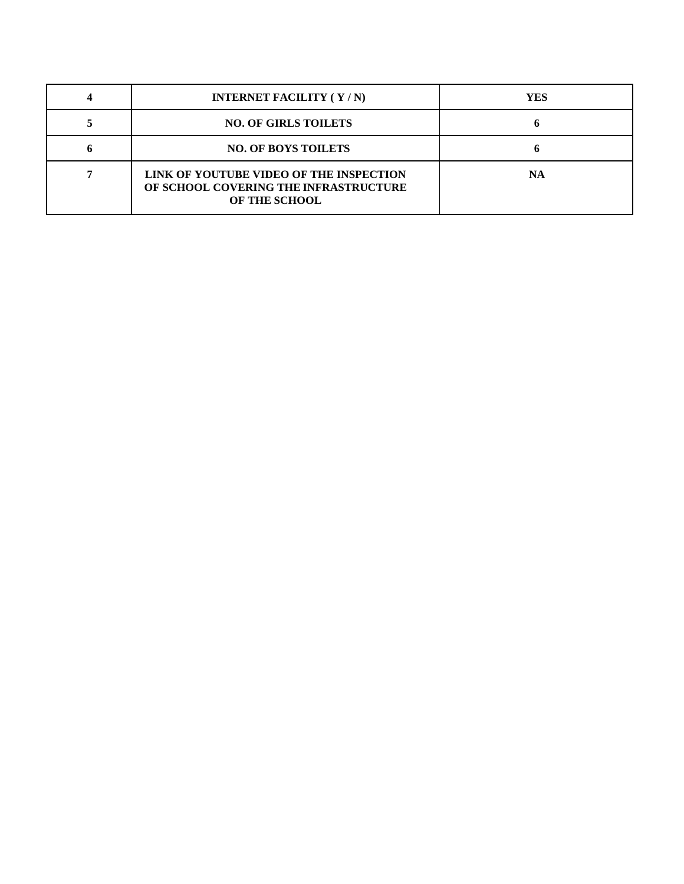| | | |
|---|---|---|
| **4** | **INTERNET FACILITY ( Y / N)** | **YES** |
| **5** | **NO. OF GIRLS TOILETS** | **6** |
| **6** | **NO. OF BOYS TOILETS** | **6** |
| **7** | **LINK OF YOUTUBE VIDEO OF THE INSPECTION OF SCHOOL COVERING THE INFRASTRUCTURE OF THE SCHOOL** | **NA** |